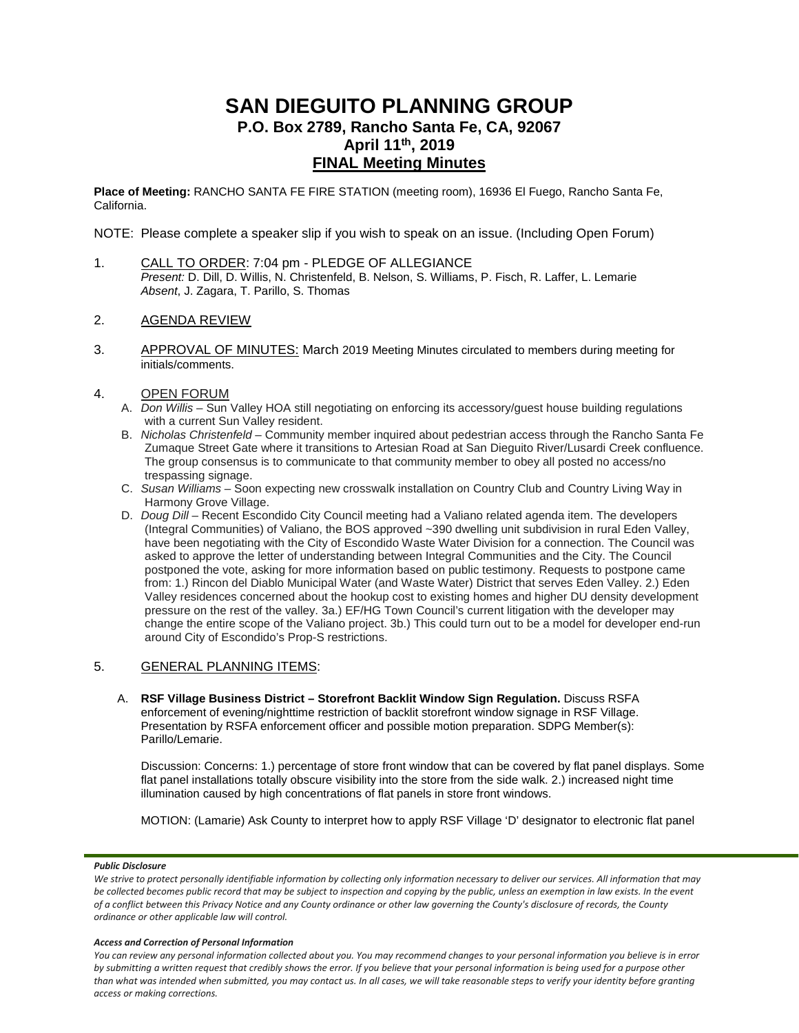# SAN DIEGUITO PLANNING GROUP

## P.O. Box 2789, Rancho Santa Fe, CA, 92067

## April 11th, 2019

## FINAL Meeting Minutes

**Place of Meeting:** RANCHO SANTA FE FIRE STATION (meeting room), 16936 El Fuego, Rancho Santa Fe, California.

NOTE: Please complete a speaker slip if you wish to speak on an issue. (Including Open Forum)

1. CALL TO ORDER: 7:04 pm - PLEDGE OF ALLEGIANCE
   *Present:* D. Dill, D. Willis, N. Christenfeld, B. Nelson, S. Williams, P. Fisch, R. Laffer, L. Lemarie
   *Absent*, J. Zagara, T. Parillo, S. Thomas

2. AGENDA REVIEW

3. APPROVAL OF MINUTES: March 2019 Meeting Minutes circulated to members during meeting for initials/comments.

4. OPEN FORUM
   A. *Don Willis* – Sun Valley HOA still negotiating on enforcing its accessory/guest house building regulations with a current Sun Valley resident.
   B. *Nicholas Christenfeld* – Community member inquired about pedestrian access through the Rancho Santa Fe Zumaque Street Gate where it transitions to Artesian Road at San Dieguito River/Lusardi Creek confluence. The group consensus is to communicate to that community member to obey all posted no access/no trespassing signage.
   C. *Susan Williams* – Soon expecting new crosswalk installation on Country Club and Country Living Way in Harmony Grove Village.
   D. *Doug Dill* – Recent Escondido City Council meeting had a Valiano related agenda item. The developers (Integral Communities) of Valiano, the BOS approved ~390 dwelling unit subdivision in rural Eden Valley, have been negotiating with the City of Escondido Waste Water Division for a connection. The Council was asked to approve the letter of understanding between Integral Communities and the City. The Council postponed the vote, asking for more information based on public testimony. Requests to postpone came from: 1.) Rincon del Diablo Municipal Water (and Waste Water) District that serves Eden Valley. 2.) Eden Valley residences concerned about the hookup cost to existing homes and higher DU density development pressure on the rest of the valley. 3a.) EF/HG Town Council's current litigation with the developer may change the entire scope of the Valiano project. 3b.) This could turn out to be a model for developer end-run around City of Escondido's Prop-S restrictions.

5. GENERAL PLANNING ITEMS:

   A. **RSF Village Business District – Storefront Backlit Window Sign Regulation.** Discuss RSFA enforcement of evening/nighttime restriction of backlit storefront window signage in RSF Village. Presentation by RSFA enforcement officer and possible motion preparation. SDPG Member(s): Parillo/Lemarie.

      Discussion: Concerns: 1.) percentage of store front window that can be covered by flat panel displays. Some flat panel installations totally obscure visibility into the store from the side walk. 2.) increased night time illumination caused by high concentrations of flat panels in store front windows.

      MOTION: (Lemarie) Ask County to interpret how to apply RSF Village 'D' designator to electronic flat panel

***Public Disclosure***

*We strive to protect personally identifiable information by collecting only information necessary to deliver our services. All information that may be collected becomes public record that may be subject to inspection and copying by the public, unless an exemption in law exists. In the event of a conflict between this Privacy Notice and any County ordinance or other law governing the County's disclosure of records, the County ordinance or other applicable law will control.*

***Access and Correction of Personal Information***

*You can review any personal information collected about you. You may recommend changes to your personal information you believe is in error by submitting a written request that credibly shows the error. If you believe that your personal information is being used for a purpose other than what was intended when submitted, you may contact us. In all cases, we will take reasonable steps to verify your identity before granting access or making corrections.*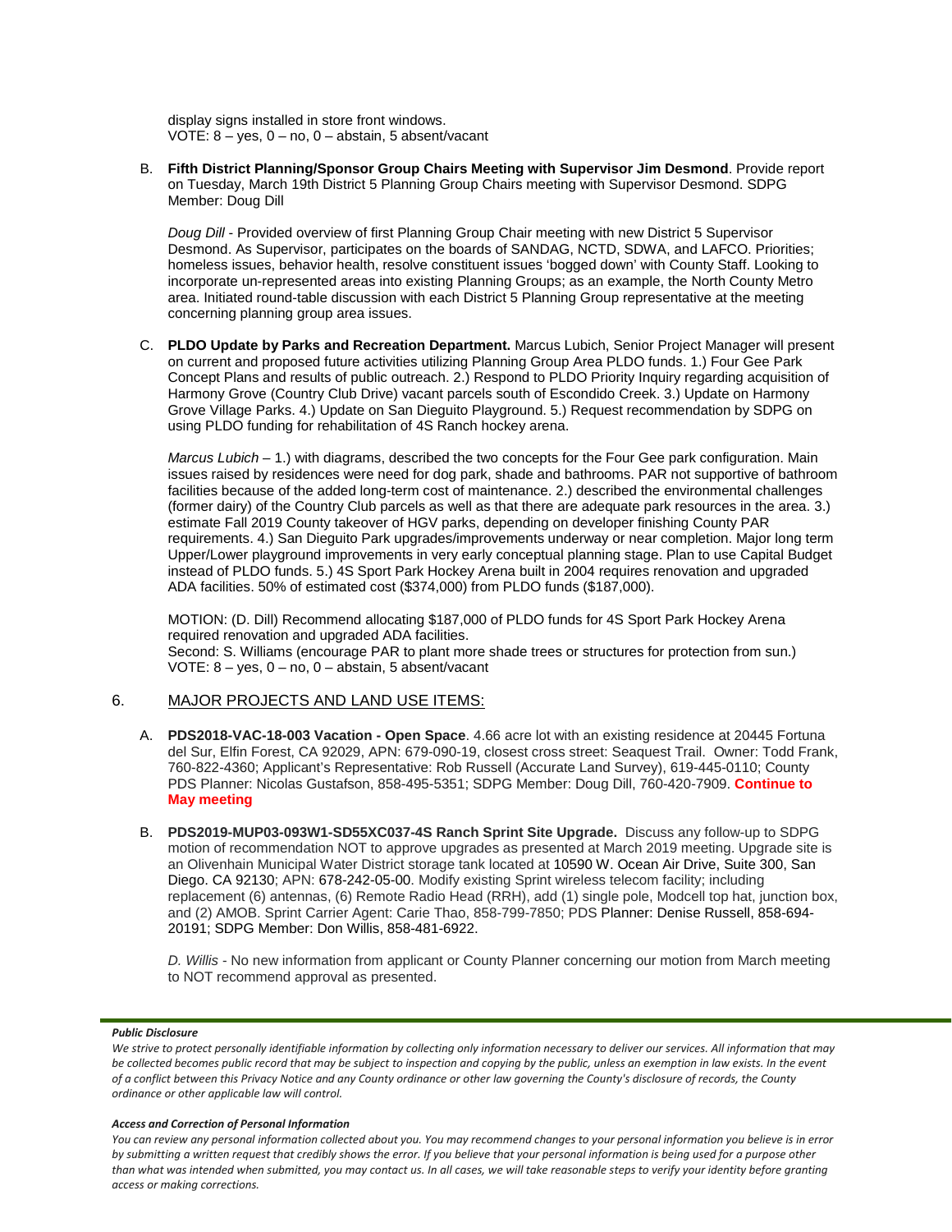display signs installed in store front windows.
VOTE: 8 – yes, 0 – no, 0 – abstain, 5 absent/vacant

B. **Fifth District Planning/Sponsor Group Chairs Meeting with Supervisor Jim Desmond**. Provide report on Tuesday, March 19th District 5 Planning Group Chairs meeting with Supervisor Desmond. SDPG Member: Doug Dill

*Doug Dill* - Provided overview of first Planning Group Chair meeting with new District 5 Supervisor Desmond. As Supervisor, participates on the boards of SANDAG, NCTD, SDWA, and LAFCO. Priorities; homeless issues, behavior health, resolve constituent issues 'bogged down' with County Staff. Looking to incorporate un-represented areas into existing Planning Groups; as an example, the North County Metro area. Initiated round-table discussion with each District 5 Planning Group representative at the meeting concerning planning group area issues.

C. **PLDO Update by Parks and Recreation Department.** Marcus Lubich, Senior Project Manager will present on current and proposed future activities utilizing Planning Group Area PLDO funds. 1.) Four Gee Park Concept Plans and results of public outreach. 2.) Respond to PLDO Priority Inquiry regarding acquisition of Harmony Grove (Country Club Drive) vacant parcels south of Escondido Creek. 3.) Update on Harmony Grove Village Parks. 4.) Update on San Dieguito Playground. 5.) Request recommendation by SDPG on using PLDO funding for rehabilitation of 4S Ranch hockey arena.

*Marcus Lubich* – 1.) with diagrams, described the two concepts for the Four Gee park configuration. Main issues raised by residences were need for dog park, shade and bathrooms. PAR not supportive of bathroom facilities because of the added long-term cost of maintenance. 2.) described the environmental challenges (former dairy) of the Country Club parcels as well as that there are adequate park resources in the area. 3.) estimate Fall 2019 County takeover of HGV parks, depending on developer finishing County PAR requirements. 4.) San Dieguito Park upgrades/improvements underway or near completion. Major long term Upper/Lower playground improvements in very early conceptual planning stage. Plan to use Capital Budget instead of PLDO funds. 5.) 4S Sport Park Hockey Arena built in 2004 requires renovation and upgraded ADA facilities. 50% of estimated cost ($374,000) from PLDO funds ($187,000).

MOTION: (D. Dill) Recommend allocating $187,000 of PLDO funds for 4S Sport Park Hockey Arena required renovation and upgraded ADA facilities.
Second: S. Williams (encourage PAR to plant more shade trees or structures for protection from sun.)
VOTE: 8 – yes, 0 – no, 0 – abstain, 5 absent/vacant

## 6. MAJOR PROJECTS AND LAND USE ITEMS:

A. **PDS2018-VAC-18-003 Vacation - Open Space**. 4.66 acre lot with an existing residence at 20445 Fortuna del Sur, Elfin Forest, CA 92029, APN: 679-090-19, closest cross street: Seaquest Trail. Owner: Todd Frank, 760-822-4360; Applicant's Representative: Rob Russell (Accurate Land Survey), 619-445-0110; County PDS Planner: Nicolas Gustafson, 858-495-5351; SDPG Member: Doug Dill, 760-420-7909. **Continue to May meeting**

B. **PDS2019-MUP03-093W1-SD55XC037-4S Ranch Sprint Site Upgrade.** Discuss any follow-up to SDPG motion of recommendation NOT to approve upgrades as presented at March 2019 meeting. Upgrade site is an Olivenhain Municipal Water District storage tank located at 10590 W. Ocean Air Drive, Suite 300, San Diego. CA 92130; APN: 678-242-05-00. Modify existing Sprint wireless telecom facility; including replacement (6) antennas, (6) Remote Radio Head (RRH), add (1) single pole, Modcell top hat, junction box, and (2) AMOB. Sprint Carrier Agent: Carie Thao, 858-799-7850; PDS Planner: Denise Russell, 858-694-20191; SDPG Member: Don Willis, 858-481-6922.

*D. Willis* - No new information from applicant or County Planner concerning our motion from March meeting to NOT recommend approval as presented.

***Public Disclosure***

*We strive to protect personally identifiable information by collecting only information necessary to deliver our services. All information that may be collected becomes public record that may be subject to inspection and copying by the public, unless an exemption in law exists. In the event of a conflict between this Privacy Notice and any County ordinance or other law governing the County's disclosure of records, the County ordinance or other applicable law will control.*

***Access and Correction of Personal Information***

*You can review any personal information collected about you. You may recommend changes to your personal information you believe is in error by submitting a written request that credibly shows the error. If you believe that your personal information is being used for a purpose other than what was intended when submitted, you may contact us. In all cases, we will take reasonable steps to verify your identity before granting access or making corrections.*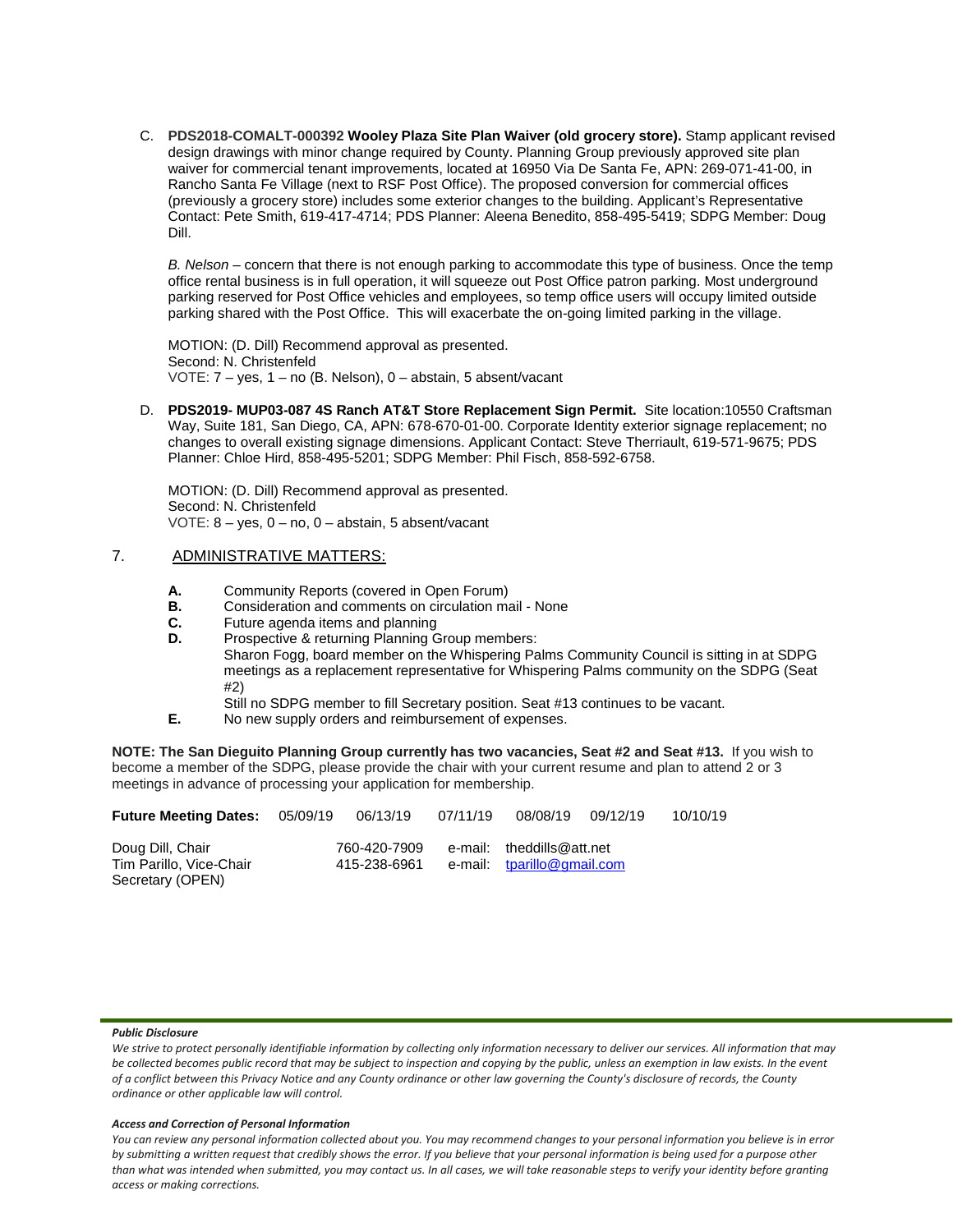C. **PDS2018-COMALT-000392 Wooley Plaza Site Plan Waiver (old grocery store).** Stamp applicant revised design drawings with minor change required by County. Planning Group previously approved site plan waiver for commercial tenant improvements, located at 16950 Via De Santa Fe, APN: 269-071-41-00, in Rancho Santa Fe Village (next to RSF Post Office). The proposed conversion for commercial offices (previously a grocery store) includes some exterior changes to the building. Applicant's Representative Contact: Pete Smith, 619-417-4714; PDS Planner: Aleena Benedito, 858-495-5419; SDPG Member: Doug Dill.

   *B. Nelson* – concern that there is not enough parking to accommodate this type of business. Once the temp office rental business is in full operation, it will squeeze out Post Office patron parking. Most underground parking reserved for Post Office vehicles and employees, so temp office users will occupy limited outside parking shared with the Post Office. This will exacerbate the on-going limited parking in the village.

   MOTION: (D. Dill) Recommend approval as presented.
   Second: N. Christenfeld
   VOTE: 7 – yes, 1 – no (B. Nelson), 0 – abstain, 5 absent/vacant

D. **PDS2019- MUP03-087 4S Ranch AT&T Store Replacement Sign Permit.** Site location:10550 Craftsman Way, Suite 181, San Diego, CA, APN: 678-670-01-00. Corporate Identity exterior signage replacement; no changes to overall existing signage dimensions. Applicant Contact: Steve Therriault, 619-571-9675; PDS Planner: Chloe Hird, 858-495-5201; SDPG Member: Phil Fisch, 858-592-6758.

   MOTION: (D. Dill) Recommend approval as presented.
   Second: N. Christenfeld
   VOTE: 8 – yes, 0 – no, 0 – abstain, 5 absent/vacant

7. ADMINISTRATIVE MATTERS:

   **A.** Community Reports (covered in Open Forum)
   **B.** Consideration and comments on circulation mail - None
   **C.** Future agenda items and planning
   **D.** Prospective & returning Planning Group members:
   Sharon Fogg, board member on the Whispering Palms Community Council is sitting in at SDPG meetings as a replacement representative for Whispering Palms community on the SDPG (Seat #2)
   Still no SDPG member to fill Secretary position. Seat #13 continues to be vacant.
   **E.** No new supply orders and reimbursement of expenses.

**NOTE: The San Dieguito Planning Group currently has two vacancies, Seat #2 and Seat #13.** If you wish to become a member of the SDPG, please provide the chair with your current resume and plan to attend 2 or 3 meetings in advance of processing your application for membership.

**Future Meeting Dates:** 05/09/19 06/13/19 07/11/19 08/08/19 09/12/19 10/10/19

Doug Dill, Chair 760-420-7909 e-mail: theddills@att.net
Tim Parillo, Vice-Chair 415-238-6961 e-mail: tparillo@gmail.com
Secretary (OPEN)

***Public Disclosure***

*We strive to protect personally identifiable information by collecting only information necessary to deliver our services. All information that may be collected becomes public record that may be subject to inspection and copying by the public, unless an exemption in law exists. In the event of a conflict between this Privacy Notice and any County ordinance or other law governing the County's disclosure of records, the County ordinance or other applicable law will control.*

***Access and Correction of Personal Information***

*You can review any personal information collected about you. You may recommend changes to your personal information you believe is in error by submitting a written request that credibly shows the error. If you believe that your personal information is being used for a purpose other than what was intended when submitted, you may contact us. In all cases, we will take reasonable steps to verify your identity before granting access or making corrections.*